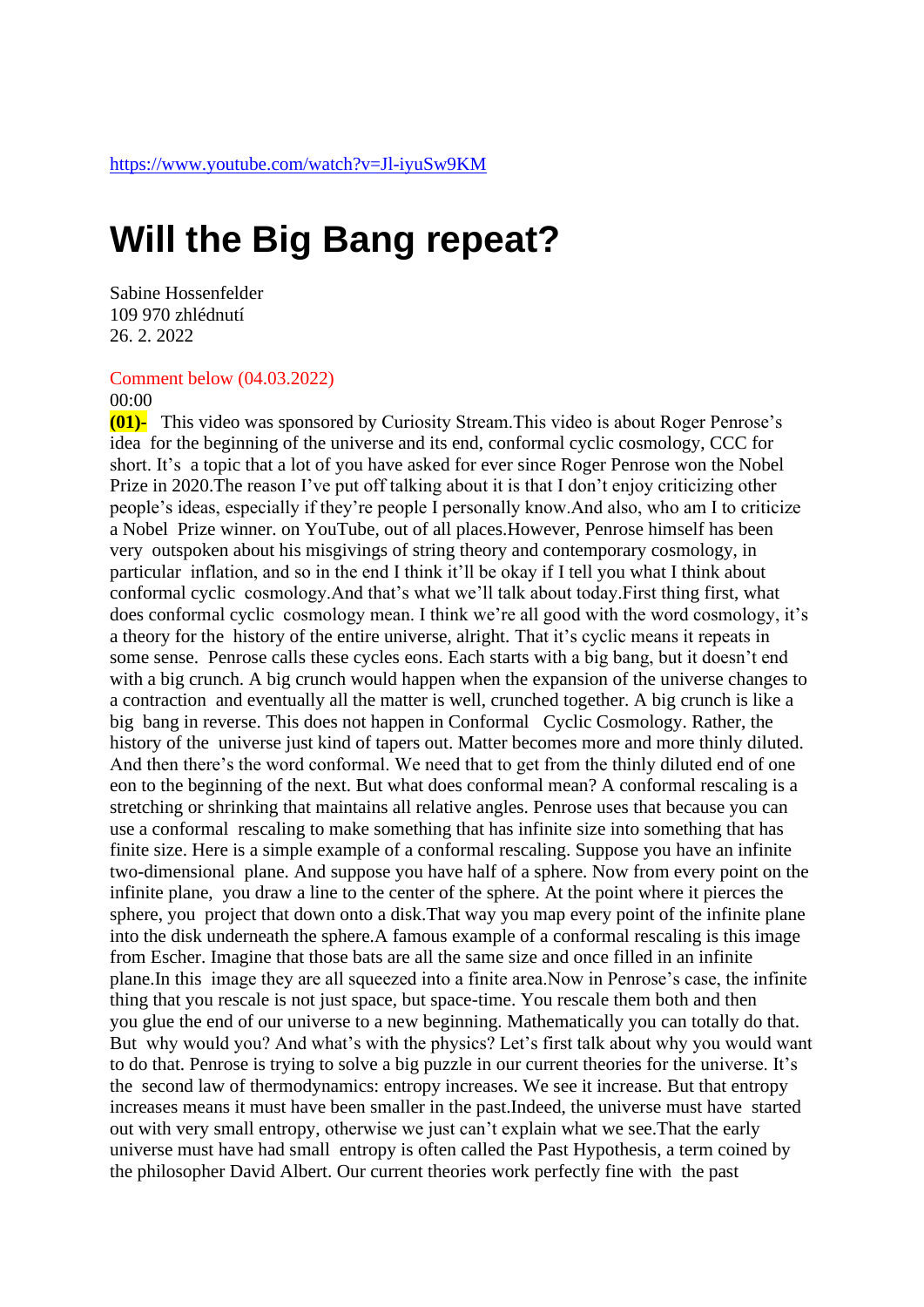https://www.youtube.com/watch?v=Jl-iyuSw9KM

# Will the Big Bang repeat?

Sabine Hossenfelder
109 970 zhlédnutí
26. 2. 2022

Comment below (04.03.2022)
00:00
**(01)-** This video was sponsored by Curiosity Stream.This video is about Roger Penrose's idea for the beginning of the universe and its end, conformal cyclic cosmology, CCC for short. It's a topic that a lot of you have asked for ever since Roger Penrose won the Nobel Prize in 2020.The reason I've put off talking about it is that I don't enjoy criticizing other people's ideas, especially if they're people I personally know.And also, who am I to criticize a Nobel Prize winner. on YouTube, out of all places.However, Penrose himself has been very outspoken about his misgivings of string theory and contemporary cosmology, in particular inflation, and so in the end I think it'll be okay if I tell you what I think about conformal cyclic cosmology.And that's what we'll talk about today.First thing first, what does conformal cyclic cosmology mean. I think we're all good with the word cosmology, it's a theory for the history of the entire universe, alright. That it's cyclic means it repeats in some sense. Penrose calls these cycles eons. Each starts with a big bang, but it doesn't end with a big crunch. A big crunch would happen when the expansion of the universe changes to a contraction and eventually all the matter is well, crunched together. A big crunch is like a big bang in reverse. This does not happen in Conformal Cyclic Cosmology. Rather, the history of the universe just kind of tapers out. Matter becomes more and more thinly diluted. And then there's the word conformal. We need that to get from the thinly diluted end of one eon to the beginning of the next. But what does conformal mean? A conformal rescaling is a stretching or shrinking that maintains all relative angles. Penrose uses that because you can use a conformal rescaling to make something that has infinite size into something that has finite size. Here is a simple example of a conformal rescaling. Suppose you have an infinite two-dimensional plane. And suppose you have half of a sphere. Now from every point on the infinite plane, you draw a line to the center of the sphere. At the point where it pierces the sphere, you project that down onto a disk.That way you map every point of the infinite plane into the disk underneath the sphere.A famous example of a conformal rescaling is this image from Escher. Imagine that those bats are all the same size and once filled in an infinite plane.In this image they are all squeezed into a finite area.Now in Penrose's case, the infinite thing that you rescale is not just space, but space-time. You rescale them both and then you glue the end of our universe to a new beginning. Mathematically you can totally do that. But why would you? And what's with the physics? Let's first talk about why you would want to do that. Penrose is trying to solve a big puzzle in our current theories for the universe. It's the second law of thermodynamics: entropy increases. We see it increase. But that entropy increases means it must have been smaller in the past.Indeed, the universe must have started out with very small entropy, otherwise we just can't explain what we see.That the early universe must have had small entropy is often called the Past Hypothesis, a term coined by the philosopher David Albert. Our current theories work perfectly fine with the past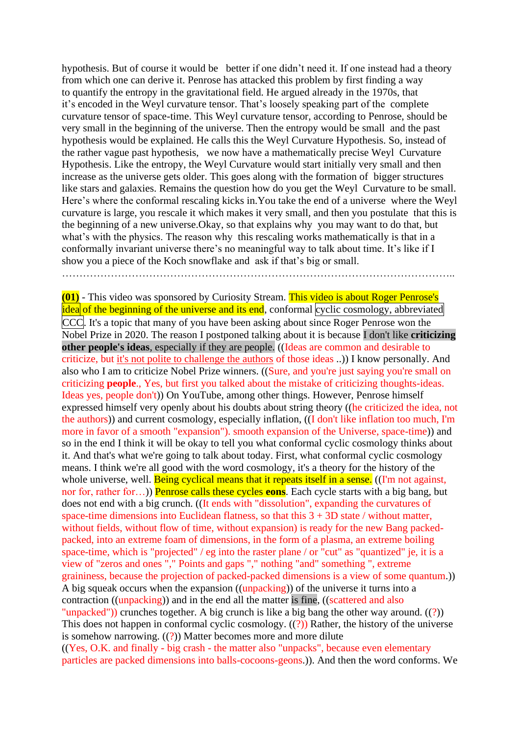hypothesis. But of course it would be better if one didn't need it. If one instead had a theory from which one can derive it. Penrose has attacked this problem by first finding a way to quantify the entropy in the gravitational field. He argued already in the 1970s, that it's encoded in the Weyl curvature tensor. That's loosely speaking part of the complete curvature tensor of space-time. This Weyl curvature tensor, according to Penrose, should be very small in the beginning of the universe. Then the entropy would be small and the past hypothesis would be explained. He calls this the Weyl Curvature Hypothesis. So, instead of the rather vague past hypothesis, we now have a mathematically precise Weyl Curvature Hypothesis. Like the entropy, the Weyl Curvature would start initially very small and then increase as the universe gets older. This goes along with the formation of bigger structures like stars and galaxies. Remains the question how do you get the Weyl Curvature to be small. Here's where the conformal rescaling kicks in.You take the end of a universe where the Weyl curvature is large, you rescale it which makes it very small, and then you postulate that this is the beginning of a new universe.Okay, so that explains why you may want to do that, but what's with the physics. The reason why this rescaling works mathematically is that in a conformally invariant universe there's no meaningful way to talk about time. It's like if I show you a piece of the Koch snowflake and ask if that's big or small.

…………………………………………………………………………………………………..

**(01)** - This video was sponsored by Curiosity Stream. This video is about Roger Penrose's idea of the beginning of the universe and its end, conformal cyclic cosmology, abbreviated CCC. It's a topic that many of you have been asking about since Roger Penrose won the Nobel Prize in 2020. The reason I postponed talking about it is because I don't like **criticizing other people's ideas**, especially if they are people. ((Ideas are common and desirable to criticize, but it's not polite to challenge the authors of those ideas ..)) I know personally. And also who I am to criticize Nobel Prize winners. ((Sure, and you're just saying you're small on criticizing **people**., Yes, but first you talked about the mistake of criticizing thoughts-ideas. Ideas yes, people don't)) On YouTube, among other things. However, Penrose himself expressed himself very openly about his doubts about string theory ((he criticized the idea, not the authors)) and current cosmology, especially inflation, ((I don't like inflation too much, I'm more in favor of a smooth "expansion"). smooth expansion of the Universe, space-time)) and so in the end I think it will be okay to tell you what conformal cyclic cosmology thinks about it. And that's what we're going to talk about today. First, what conformal cyclic cosmology means. I think we're all good with the word cosmology, it's a theory for the history of the whole universe, well. Being cyclical means that it repeats itself in a sense. ((I'm not against, nor for, rather for…)) Penrose calls these cycles **eons**. Each cycle starts with a big bang, but does not end with a big crunch. ((It ends with "dissolution", expanding the curvatures of space-time dimensions into Euclidean flatness, so that this 3 + 3D state / without matter, without fields, without flow of time, without expansion) is ready for the new Bang packed-packed, into an extreme foam of dimensions, in the form of a plasma, an extreme boiling space-time, which is "projected" / eg into the raster plane / or "cut" as "quantized" je, it is a view of "zeros and ones "," Points and gaps "," nothing "and" something ", extreme graininess, because the projection of packed-packed dimensions is a view of some quantum.)) A big squeak occurs when the expansion ((unpacking)) of the universe it turns into a contraction ((unpacking)) and in the end all the matter is fine, ((scattered and also "unpacked")) crunches together. A big crunch is like a big bang the other way around. ((?)) This does not happen in conformal cyclic cosmology. ((?)) Rather, the history of the universe is somehow narrowing. ((?)) Matter becomes more and more dilute ((Yes, O.K. and finally - big crash - the matter also "unpacks", because even elementary particles are packed dimensions into balls-cocoons-geons.)). And then the word conforms. We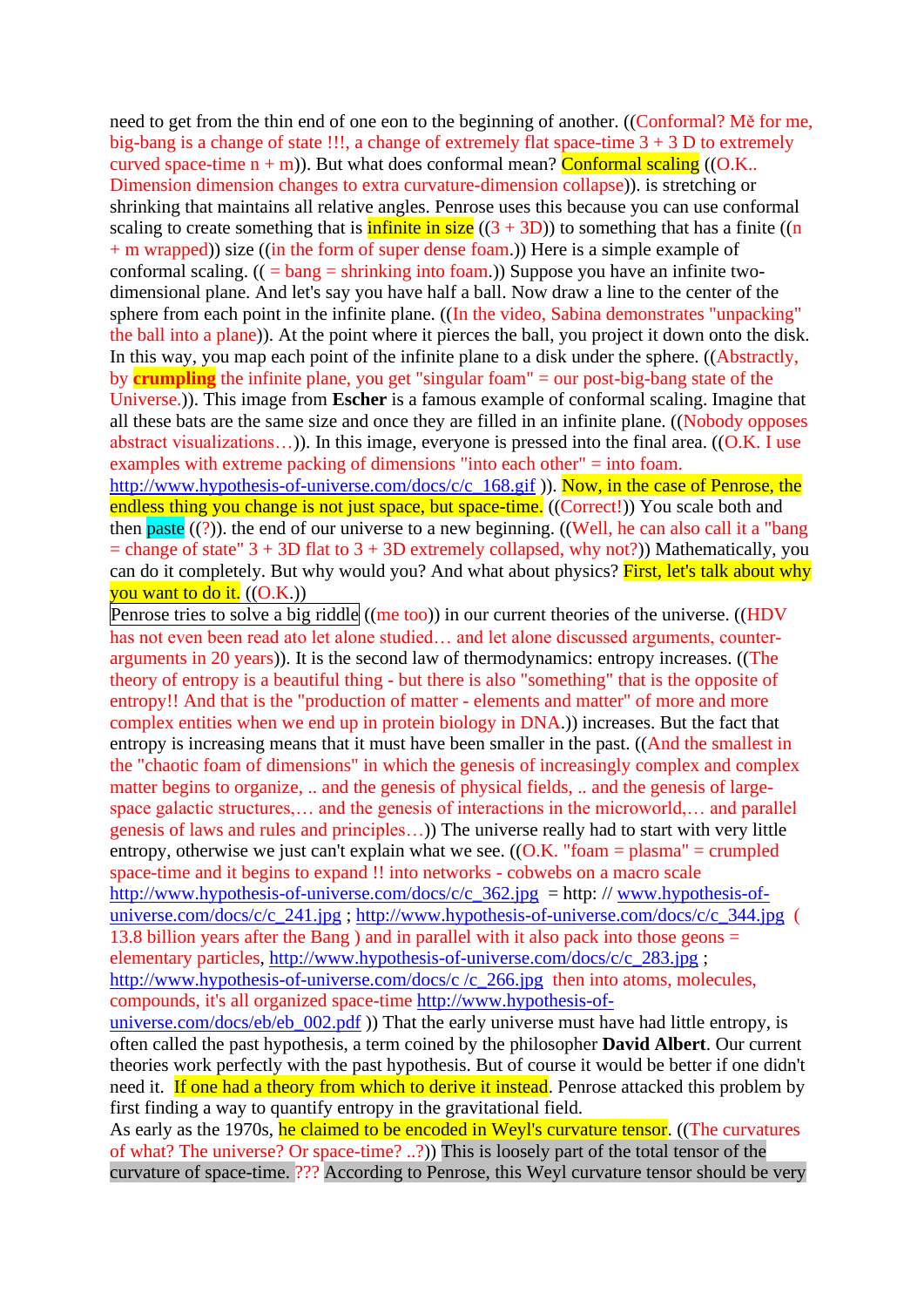need to get from the thin end of one eon to the beginning of another. ((Conformal? Mě for me, big-bang is a change of state !!!, a change of extremely flat space-time 3 + 3 D to extremely curved space-time n + m)). But what does conformal mean? Conformal scaling ((O.K.. Dimension dimension changes to extra curvature-dimension collapse)). is stretching or shrinking that maintains all relative angles. Penrose uses this because you can use conformal scaling to create something that is infinite in size ((3 + 3D)) to something that has a finite ((n + m wrapped)) size ((in the form of super dense foam.)) Here is a simple example of conformal scaling. (( = bang = shrinking into foam.)) Suppose you have an infinite two-dimensional plane. And let's say you have half a ball. Now draw a line to the center of the sphere from each point in the infinite plane. ((In the video, Sabina demonstrates "unpacking" the ball into a plane)). At the point where it pierces the ball, you project it down onto the disk. In this way, you map each point of the infinite plane to a disk under the sphere. ((Abstractly, by **crumpling** the infinite plane, you get "singular foam" = our post-big-bang state of the Universe.)). This image from **Escher** is a famous example of conformal scaling. Imagine that all these bats are the same size and once they are filled in an infinite plane. ((Nobody opposes abstract visualizations…)). In this image, everyone is pressed into the final area. ((O.K. I use examples with extreme packing of dimensions "into each other" = into foam. http://www.hypothesis-of-universe.com/docs/c/c_168.gif )). Now, in the case of Penrose, the endless thing you change is not just space, but space-time. ((Correct!)) You scale both and then paste ((?)). the end of our universe to a new beginning. ((Well, he can also call it a "bang = change of state" 3 + 3D flat to 3 + 3D extremely collapsed, why not?)) Mathematically, you can do it completely. But why would you? And what about physics? First, let's talk about why you want to do it. ((O.K.))

Penrose tries to solve a big riddle ((me too)) in our current theories of the universe. ((HDV has not even been read ato let alone studied… and let alone discussed arguments, counter-arguments in 20 years)). It is the second law of thermodynamics: entropy increases. ((The theory of entropy is a beautiful thing - but there is also "something" that is the opposite of entropy!! And that is the "production of matter - elements and matter" of more and more complex entities when we end up in protein biology in DNA.)) increases. But the fact that entropy is increasing means that it must have been smaller in the past. ((And the smallest in the "chaotic foam of dimensions" in which the genesis of increasingly complex and complex matter begins to organize, .. and the genesis of physical fields, .. and the genesis of large-space galactic structures,… and the genesis of interactions in the microworld,… and parallel genesis of laws and rules and principles…)) The universe really had to start with very little entropy, otherwise we just can't explain what we see. ((O.K. "foam = plasma" = crumpled space-time and it begins to expand !! into networks - cobwebs on a macro scale http://www.hypothesis-of-universe.com/docs/c/c_362.jpg = http: // www.hypothesis-of-universe.com/docs/c/c_241.jpg ; http://www.hypothesis-of-universe.com/docs/c/c_344.jpg ( 13.8 billion years after the Bang ) and in parallel with it also pack into those geons = elementary particles, http://www.hypothesis-of-universe.com/docs/c/c_283.jpg ; http://www.hypothesis-of-universe.com/docs/c /c_266.jpg then into atoms, molecules, compounds, it's all organized space-time http://www.hypothesis-of-universe.com/docs/eb/eb_002.pdf )) That the early universe must have had little entropy, is often called the past hypothesis, a term coined by the philosopher **David Albert**. Our current theories work perfectly with the past hypothesis. But of course it would be better if one didn't need it. If one had a theory from which to derive it instead. Penrose attacked this problem by first finding a way to quantify entropy in the gravitational field.

As early as the 1970s, he claimed to be encoded in Weyl's curvature tensor. ((The curvatures of what? The universe? Or space-time? ..?)) This is loosely part of the total tensor of the curvature of space-time. ??? According to Penrose, this Weyl curvature tensor should be very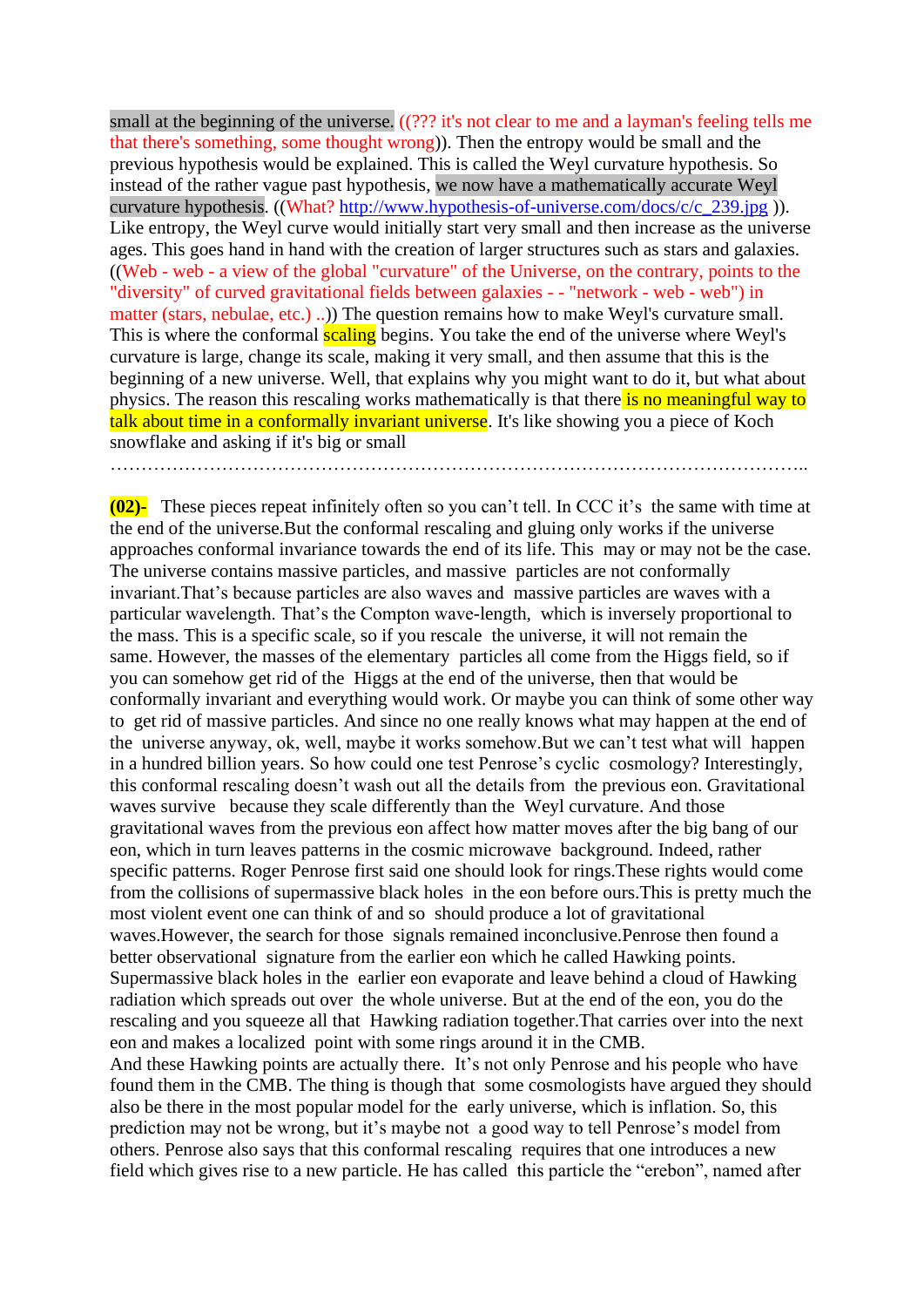small at the beginning of the universe. ((??? it's not clear to me and a layman's feeling tells me that there's something, some thought wrong)). Then the entropy would be small and the previous hypothesis would be explained. This is called the Weyl curvature hypothesis. So instead of the rather vague past hypothesis, we now have a mathematically accurate Weyl curvature hypothesis. ((What? http://www.hypothesis-of-universe.com/docs/c/c_239.jpg )). Like entropy, the Weyl curve would initially start very small and then increase as the universe ages. This goes hand in hand with the creation of larger structures such as stars and galaxies. ((Web - web - a view of the global "curvature" of the Universe, on the contrary, points to the "diversity" of curved gravitational fields between galaxies - - "network - web - web") in matter (stars, nebulae, etc.) ..)) The question remains how to make Weyl's curvature small. This is where the conformal scaling begins. You take the end of the universe where Weyl's curvature is large, change its scale, making it very small, and then assume that this is the beginning of a new universe. Well, that explains why you might want to do it, but what about physics. The reason this rescaling works mathematically is that there is no meaningful way to talk about time in a conformally invariant universe. It's like showing you a piece of Koch snowflake and asking if it's big or small

……………………………………………………………………………………………………..

**(02)-** These pieces repeat infinitely often so you can't tell. In CCC it's the same with time at the end of the universe.But the conformal rescaling and gluing only works if the universe approaches conformal invariance towards the end of its life. This may or may not be the case. The universe contains massive particles, and massive particles are not conformally invariant.That's because particles are also waves and massive particles are waves with a particular wavelength. That's the Compton wave-length, which is inversely proportional to the mass. This is a specific scale, so if you rescale the universe, it will not remain the same. However, the masses of the elementary particles all come from the Higgs field, so if you can somehow get rid of the Higgs at the end of the universe, then that would be conformally invariant and everything would work. Or maybe you can think of some other way to get rid of massive particles. And since no one really knows what may happen at the end of the universe anyway, ok, well, maybe it works somehow.But we can't test what will happen in a hundred billion years. So how could one test Penrose's cyclic cosmology? Interestingly, this conformal rescaling doesn't wash out all the details from the previous eon. Gravitational waves survive because they scale differently than the Weyl curvature. And those gravitational waves from the previous eon affect how matter moves after the big bang of our eon, which in turn leaves patterns in the cosmic microwave background. Indeed, rather specific patterns. Roger Penrose first said one should look for rings.These rights would come from the collisions of supermassive black holes in the eon before ours.This is pretty much the most violent event one can think of and so should produce a lot of gravitational waves.However, the search for those signals remained inconclusive.Penrose then found a better observational signature from the earlier eon which he called Hawking points. Supermassive black holes in the earlier eon evaporate and leave behind a cloud of Hawking radiation which spreads out over the whole universe. But at the end of the eon, you do the rescaling and you squeeze all that Hawking radiation together.That carries over into the next eon and makes a localized point with some rings around it in the CMB.
And these Hawking points are actually there. It's not only Penrose and his people who have found them in the CMB. The thing is though that some cosmologists have argued they should also be there in the most popular model for the early universe, which is inflation. So, this prediction may not be wrong, but it's maybe not a good way to tell Penrose's model from others. Penrose also says that this conformal rescaling requires that one introduces a new field which gives rise to a new particle. He has called this particle the "erebon", named after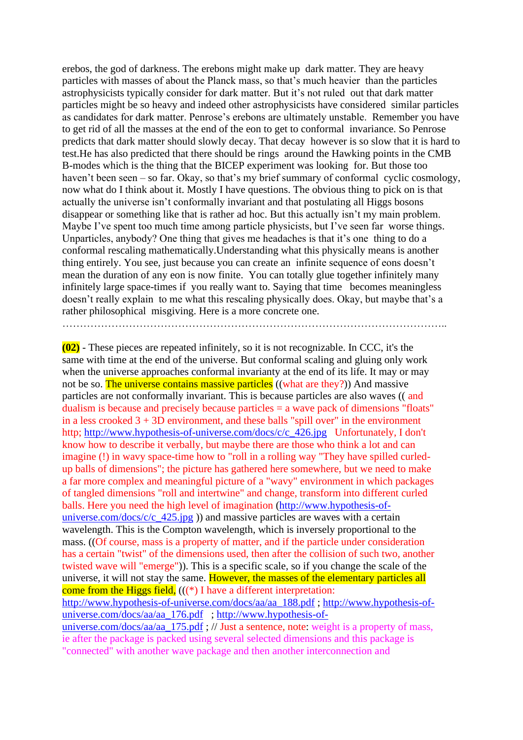erebos, the god of darkness. The erebons might make up dark matter. They are heavy particles with masses of about the Planck mass, so that's much heavier than the particles astrophysicists typically consider for dark matter. But it's not ruled out that dark matter particles might be so heavy and indeed other astrophysicists have considered similar particles as candidates for dark matter. Penrose's erebons are ultimately unstable. Remember you have to get rid of all the masses at the end of the eon to get to conformal invariance. So Penrose predicts that dark matter should slowly decay. That decay however is so slow that it is hard to test.He has also predicted that there should be rings around the Hawking points in the CMB B-modes which is the thing that the BICEP experiment was looking for. But those too haven't been seen – so far. Okay, so that's my brief summary of conformal cyclic cosmology, now what do I think about it. Mostly I have questions. The obvious thing to pick on is that actually the universe isn't conformally invariant and that postulating all Higgs bosons disappear or something like that is rather ad hoc. But this actually isn't my main problem. Maybe I've spent too much time among particle physicists, but I've seen far worse things. Unparticles, anybody? One thing that gives me headaches is that it's one thing to do a conformal rescaling mathematically.Understanding what this physically means is another thing entirely. You see, just because you can create an infinite sequence of eons doesn't mean the duration of any eon is now finite. You can totally glue together infinitely many infinitely large space-times if you really want to. Saying that time becomes meaningless doesn't really explain to me what this rescaling physically does. Okay, but maybe that's a rather philosophical misgiving. Here is a more concrete one.

………………………………………………………………………………………………..

**(02)** - These pieces are repeated infinitely, so it is not recognizable. In CCC, it's the same with time at the end of the universe. But conformal scaling and gluing only work when the universe approaches conformal invarianty at the end of its life. It may or may not be so. The universe contains massive particles ((what are they?)) And massive particles are not conformally invariant. This is because particles are also waves (( and dualism is because and precisely because particles = a wave pack of dimensions "floats" in a less crooked 3 + 3D environment, and these balls "spill over" in the environment http; http://www.hypothesis-of-universe.com/docs/c/c_426.jpg Unfortunately, I don't know how to describe it verbally, but maybe there are those who think a lot and can imagine (!) in wavy space-time how to "roll in a rolling way "They have spilled curled-up balls of dimensions"; the picture has gathered here somewhere, but we need to make a far more complex and meaningful picture of a "wavy" environment in which packages of tangled dimensions "roll and intertwine" and change, transform into different curled balls. Here you need the high level of imagination (http://www.hypothesis-of-universe.com/docs/c/c_425.jpg )) and massive particles are waves with a certain wavelength. This is the Compton wavelength, which is inversely proportional to the mass. ((Of course, mass is a property of matter, and if the particle under consideration has a certain "twist" of the dimensions used, then after the collision of such two, another twisted wave will "emerge")). This is a specific scale, so if you change the scale of the universe, it will not stay the same. However, the masses of the elementary particles all come from the Higgs field, (((*) I have a different interpretation: http://www.hypothesis-of-universe.com/docs/aa/aa_188.pdf ; http://www.hypothesis-of-universe.com/docs/aa/aa_176.pdf ; http://www.hypothesis-of-universe.com/docs/aa/aa_175.pdf ; // Just a sentence, note: weight is a property of mass, ie after the package is packed using several selected dimensions and this package is "connected" with another wave package and then another interconnection and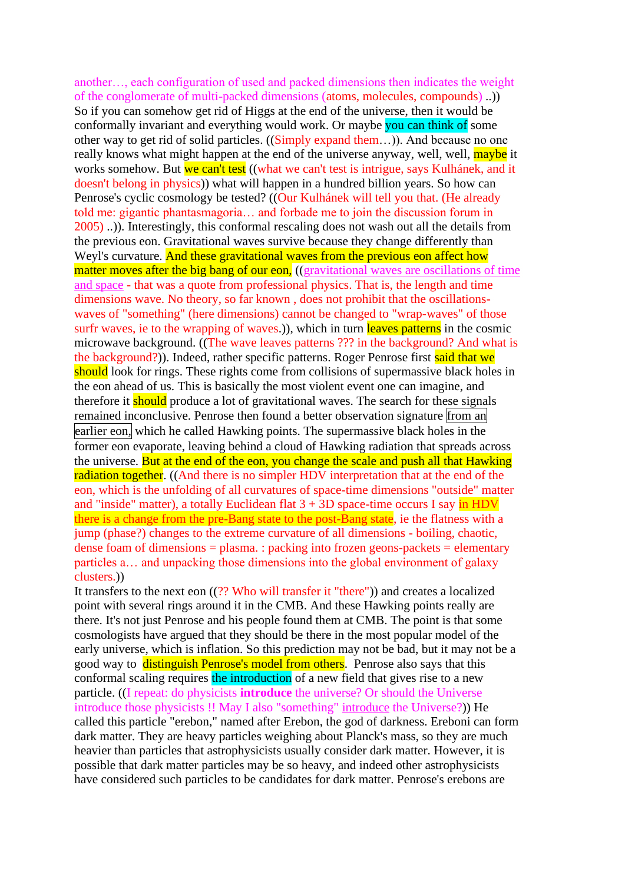another…, each configuration of used and packed dimensions then indicates the weight of the conglomerate of multi-packed dimensions (atoms, molecules, compounds) ..)) So if you can somehow get rid of Higgs at the end of the universe, then it would be conformally invariant and everything would work. Or maybe you can think of some other way to get rid of solid particles. ((Simply expand them…)). And because no one really knows what might happen at the end of the universe anyway, well, well, maybe it works somehow. But we can't test ((what we can't test is intrigue, says Kulhánek, and it doesn't belong in physics)) what will happen in a hundred billion years. So how can Penrose's cyclic cosmology be tested? ((Our Kulhánek will tell you that. (He already told me: gigantic phantasmagoria… and forbade me to join the discussion forum in 2005) ..)). Interestingly, this conformal rescaling does not wash out all the details from the previous eon. Gravitational waves survive because they change differently than Weyl's curvature. And these gravitational waves from the previous eon affect how matter moves after the big bang of our eon, ((gravitational waves are oscillations of time and space - that was a quote from professional physics. That is, the length and time dimensions wave. No theory, so far known , does not prohibit that the oscillations-waves of "something" (here dimensions) cannot be changed to "wrap-waves" of those surfr waves, ie to the wrapping of waves.)), which in turn leaves patterns in the cosmic microwave background. ((The wave leaves patterns ??? in the background? And what is the background?)). Indeed, rather specific patterns. Roger Penrose first said that we should look for rings. These rights come from collisions of supermassive black holes in the eon ahead of us. This is basically the most violent event one can imagine, and therefore it should produce a lot of gravitational waves. The search for these signals remained inconclusive. Penrose then found a better observation signature from an earlier eon, which he called Hawking points. The supermassive black holes in the former eon evaporate, leaving behind a cloud of Hawking radiation that spreads across the universe. But at the end of the eon, you change the scale and push all that Hawking radiation together. ((And there is no simpler HDV interpretation that at the end of the eon, which is the unfolding of all curvatures of space-time dimensions "outside" matter and "inside" matter), a totally Euclidean flat 3 + 3D space-time occurs I say in HDV there is a change from the pre-Bang state to the post-Bang state, ie the flatness with a jump (phase?) changes to the extreme curvature of all dimensions - boiling, chaotic, dense foam of dimensions = plasma. : packing into frozen geons-packets = elementary particles a… and unpacking those dimensions into the global environment of galaxy clusters.))

It transfers to the next eon ((?? Who will transfer it "there")) and creates a localized point with several rings around it in the CMB. And these Hawking points really are there. It's not just Penrose and his people found them at CMB. The point is that some cosmologists have argued that they should be there in the most popular model of the early universe, which is inflation. So this prediction may not be bad, but it may not be a good way to distinguish Penrose's model from others. Penrose also says that this conformal scaling requires the introduction of a new field that gives rise to a new particle. ((I repeat: do physicists **introduce** the universe? Or should the Universe introduce those physicists !! May I also "something" introduce the Universe?)) He called this particle "erebon," named after Erebon, the god of darkness. Ereboni can form dark matter. They are heavy particles weighing about Planck's mass, so they are much heavier than particles that astrophysicists usually consider dark matter. However, it is possible that dark matter particles may be so heavy, and indeed other astrophysicists have considered such particles to be candidates for dark matter. Penrose's erebons are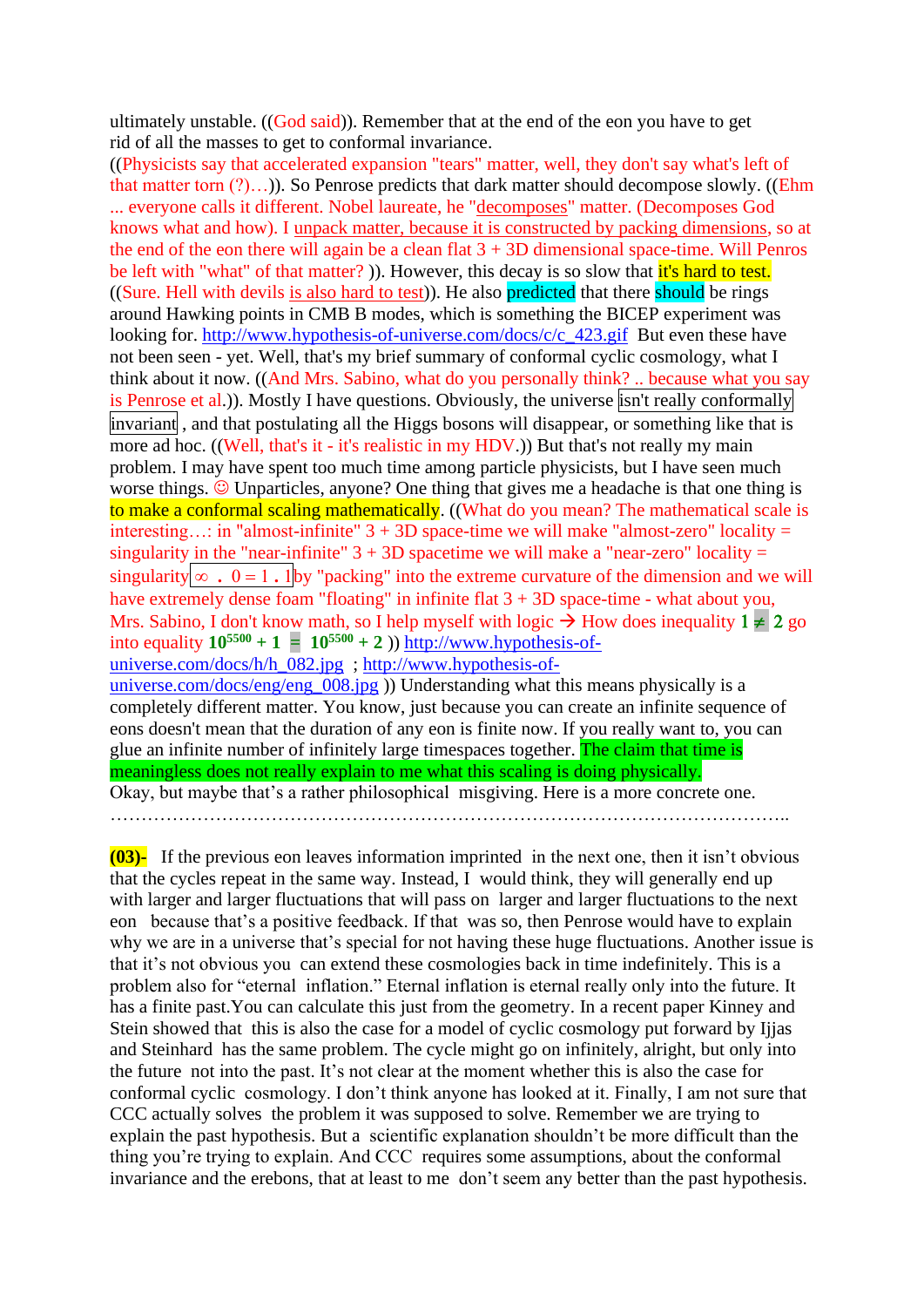ultimately unstable. ((God said)). Remember that at the end of the eon you have to get rid of all the masses to get to conformal invariance.

((Physicists say that accelerated expansion "tears" matter, well, they don't say what's left of that matter torn (?)…)). So Penrose predicts that dark matter should decompose slowly. ((Ehm ... everyone calls it different. Nobel laureate, he "decomposes" matter. (Decomposes God knows what and how). I unpack matter, because it is constructed by packing dimensions, so at the end of the eon there will again be a clean flat 3 + 3D dimensional space-time. Will Penros be left with "what" of that matter? )). However, this decay is so slow that it's hard to test. ((Sure. Hell with devils is also hard to test)). He also predicted that there should be rings around Hawking points in CMB B modes, which is something the BICEP experiment was looking for. http://www.hypothesis-of-universe.com/docs/c/c_423.gif But even these have not been seen - yet. Well, that's my brief summary of conformal cyclic cosmology, what I think about it now. ((And Mrs. Sabino, what do you personally think? .. because what you say is Penrose et al.)). Mostly I have questions. Obviously, the universe isn't really conformally invariant , and that postulating all the Higgs bosons will disappear, or something like that is more ad hoc. ((Well, that's it - it's realistic in my HDV.)) But that's not really my main problem. I may have spent too much time among particle physicists, but I have seen much worse things. ☺ Unparticles, anyone? One thing that gives me a headache is that one thing is to make a conformal scaling mathematically. ((What do you mean? The mathematical scale is interesting…: in "almost-infinite" 3 + 3D space-time we will make "almost-zero" locality = singularity in the "near-infinite" 3 + 3D spacetime we will make a "near-zero" locality = singularity $\infty\ .\ 0 = 1\ .\ 1$ by "packing" into the extreme curvature of the dimension and we will have extremely dense foam "floating" in infinite flat 3 + 3D space-time - what about you, Mrs. Sabino, I don't know math, so I help myself with logic → How does inequality **$1 \neq 2$** go into equality **$10^{5500} + 1 = 10^{5500} + 2$** )) http://www.hypothesis-of-universe.com/docs/h/h_082.jpg ; http://www.hypothesis-of-universe.com/docs/eng/eng_008.jpg )) Understanding what this means physically is a completely different matter. You know, just because you can create an infinite sequence of eons doesn't mean that the duration of any eon is finite now. If you really want to, you can glue an infinite number of infinitely large timespaces together. The claim that time is meaningless does not really explain to me what this scaling is doing physically.

Okay, but maybe that's a rather philosophical misgiving. Here is a more concrete one.

……………………………………………………………………………………………………..

**(03)-** If the previous eon leaves information imprinted in the next one, then it isn't obvious that the cycles repeat in the same way. Instead, I would think, they will generally end up with larger and larger fluctuations that will pass on larger and larger fluctuations to the next eon because that's a positive feedback. If that was so, then Penrose would have to explain why we are in a universe that's special for not having these huge fluctuations. Another issue is that it's not obvious you can extend these cosmologies back in time indefinitely. This is a problem also for "eternal inflation." Eternal inflation is eternal really only into the future. It has a finite past.You can calculate this just from the geometry. In a recent paper Kinney and Stein showed that this is also the case for a model of cyclic cosmology put forward by Ijjas and Steinhard has the same problem. The cycle might go on infinitely, alright, but only into the future not into the past. It's not clear at the moment whether this is also the case for conformal cyclic cosmology. I don't think anyone has looked at it. Finally, I am not sure that CCC actually solves the problem it was supposed to solve. Remember we are trying to explain the past hypothesis. But a scientific explanation shouldn't be more difficult than the thing you're trying to explain. And CCC requires some assumptions, about the conformal invariance and the erebons, that at least to me don't seem any better than the past hypothesis.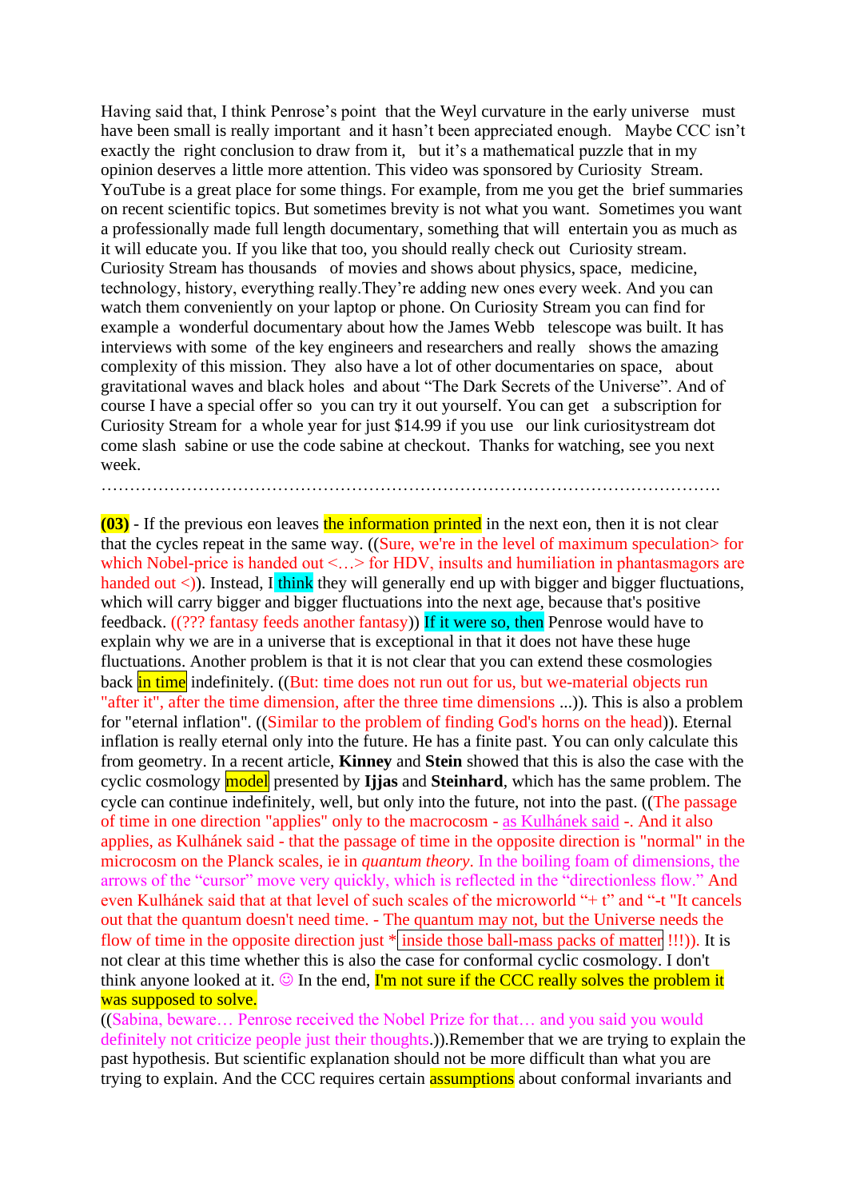Having said that, I think Penrose's point that the Weyl curvature in the early universe must have been small is really important and it hasn't been appreciated enough. Maybe CCC isn't exactly the right conclusion to draw from it, but it's a mathematical puzzle that in my opinion deserves a little more attention. This video was sponsored by Curiosity Stream. YouTube is a great place for some things. For example, from me you get the brief summaries on recent scientific topics. But sometimes brevity is not what you want. Sometimes you want a professionally made full length documentary, something that will entertain you as much as it will educate you. If you like that too, you should really check out Curiosity stream. Curiosity Stream has thousands of movies and shows about physics, space, medicine, technology, history, everything really.They're adding new ones every week. And you can watch them conveniently on your laptop or phone. On Curiosity Stream you can find for example a wonderful documentary about how the James Webb telescope was built. It has interviews with some of the key engineers and researchers and really shows the amazing complexity of this mission. They also have a lot of other documentaries on space, about gravitational waves and black holes and about "The Dark Secrets of the Universe". And of course I have a special offer so you can try it out yourself. You can get a subscription for Curiosity Stream for a whole year for just $14.99 if you use our link curiositystream dot come slash sabine or use the code sabine at checkout. Thanks for watching, see you next week.

………………………………………………………………………………………………….

**(03)** - If the previous eon leaves the information printed in the next eon, then it is not clear that the cycles repeat in the same way. ((Sure, we're in the level of maximum speculation> for which Nobel-price is handed out <…> for HDV, insults and humiliation in phantasmagors are handed out <)). Instead, I think they will generally end up with bigger and bigger fluctuations, which will carry bigger and bigger fluctuations into the next age, because that's positive feedback. ((??? fantasy feeds another fantasy)) If it were so, then Penrose would have to explain why we are in a universe that is exceptional in that it does not have these huge fluctuations. Another problem is that it is not clear that you can extend these cosmologies back in time indefinitely. ((But: time does not run out for us, but we-material objects run "after it", after the time dimension, after the three time dimensions ...)). This is also a problem for "eternal inflation". ((Similar to the problem of finding God's horns on the head)). Eternal inflation is really eternal only into the future. He has a finite past. You can only calculate this from geometry. In a recent article, **Kinney** and **Stein** showed that this is also the case with the cyclic cosmology model presented by **Ijjas** and **Steinhard**, which has the same problem. The cycle can continue indefinitely, well, but only into the future, not into the past. ((The passage of time in one direction "applies" only to the macrocosm - as Kulhánek said -. And it also applies, as Kulhánek said - that the passage of time in the opposite direction is "normal" in the microcosm on the Planck scales, ie in *quantum theory*. In the boiling foam of dimensions, the arrows of the "cursor" move very quickly, which is reflected in the "directionless flow." And even Kulhánek said that at that level of such scales of the microworld "+ t" and "-t "It cancels out that the quantum doesn't need time. - The quantum may not, but the Universe needs the flow of time in the opposite direction just * inside those ball-mass packs of matter !!!)). It is not clear at this time whether this is also the case for conformal cyclic cosmology. I don't think anyone looked at it. ☺ In the end, I'm not sure if the CCC really solves the problem it was supposed to solve.

((Sabina, beware… Penrose received the Nobel Prize for that… and you said you would definitely not criticize people just their thoughts.)).Remember that we are trying to explain the past hypothesis. But scientific explanation should not be more difficult than what you are trying to explain. And the CCC requires certain assumptions about conformal invariants and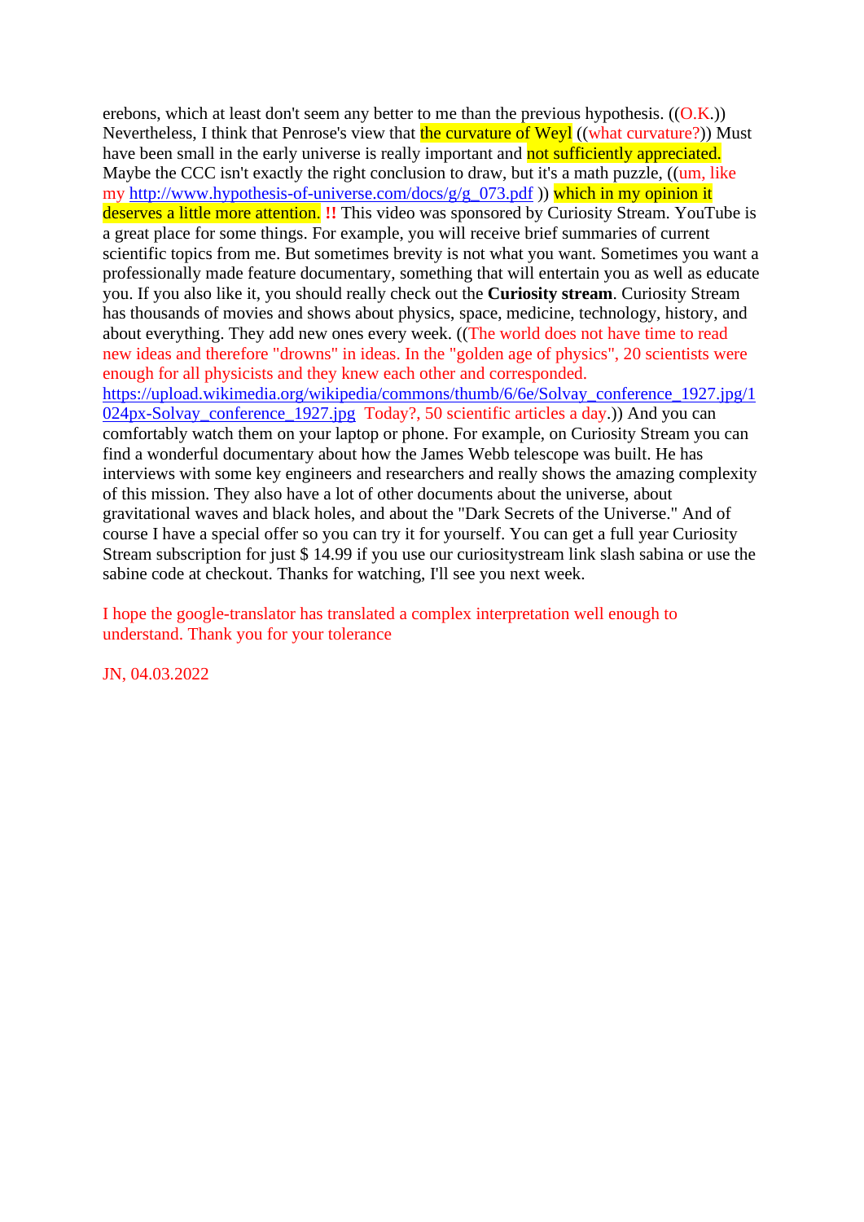erebons, which at least don't seem any better to me than the previous hypothesis. ((O.K.)) Nevertheless, I think that Penrose's view that the curvature of Weyl ((what curvature?)) Must have been small in the early universe is really important and not sufficiently appreciated. Maybe the CCC isn't exactly the right conclusion to draw, but it's a math puzzle, ((um, like my http://www.hypothesis-of-universe.com/docs/g/g_073.pdf )) which in my opinion it deserves a little more attention. **!!** This video was sponsored by Curiosity Stream. YouTube is a great place for some things. For example, you will receive brief summaries of current scientific topics from me. But sometimes brevity is not what you want. Sometimes you want a professionally made feature documentary, something that will entertain you as well as educate you. If you also like it, you should really check out the **Curiosity stream**. Curiosity Stream has thousands of movies and shows about physics, space, medicine, technology, history, and about everything. They add new ones every week. ((The world does not have time to read new ideas and therefore "drowns" in ideas. In the "golden age of physics", 20 scientists were enough for all physicists and they knew each other and corresponded. https://upload.wikimedia.org/wikipedia/commons/thumb/6/6e/Solvay_conference_1927.jpg/1024px-Solvay_conference_1927.jpg Today?, 50 scientific articles a day.)) And you can comfortably watch them on your laptop or phone. For example, on Curiosity Stream you can find a wonderful documentary about how the James Webb telescope was built. He has interviews with some key engineers and researchers and really shows the amazing complexity of this mission. They also have a lot of other documents about the universe, about gravitational waves and black holes, and about the "Dark Secrets of the Universe." And of course I have a special offer so you can try it for yourself. You can get a full year Curiosity Stream subscription for just $ 14.99 if you use our curiositystream link slash sabina or use the sabine code at checkout. Thanks for watching, I'll see you next week.

I hope the google-translator has translated a complex interpretation well enough to understand. Thank you for your tolerance

JN, 04.03.2022